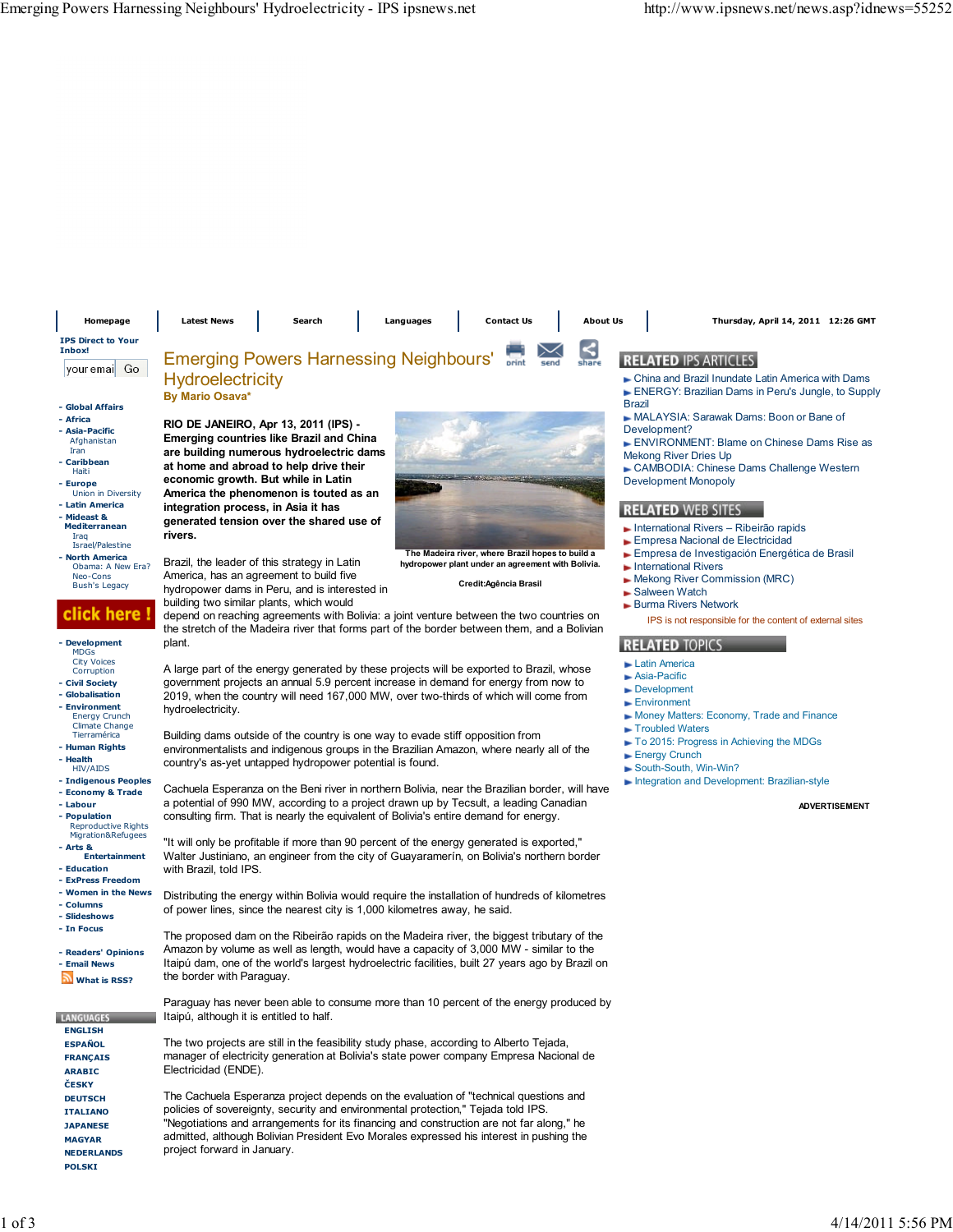# Emerging Powers Harnessing Neighbours' Hydroelectricity

**By Mario Osava***

**RIO DE JANEIRO, Apr 13, 2011 (IPS) - Emerging countries like Brazil and China are building numerous hydroelectric dams at home and abroad to help drive their economic growth. But while in Latin America the phenomenon is touted as an integration process, in Asia it has generated tension over the shared use of rivers.**

The Madeira river, where Brazil hopes to build a hydropower plant under an agreement with Bolivia.

Credit:Agência Brasil

Brazil, the leader of this strategy in Latin America, has an agreement to build five hydropower dams in Peru, and is interested in building two similar plants, which would depend on reaching agreements with Bolivia: a joint venture between the two countries on the stretch of the Madeira river that forms part of the border between them, and a Bolivian plant.

A large part of the energy generated by these projects will be exported to Brazil, whose government projects an annual 5.9 percent increase in demand for energy from now to 2019, when the country will need 167,000 MW, over two-thirds of which will come from hydroelectricity.

Building dams outside of the country is one way to evade stiff opposition from environmentalists and indigenous groups in the Brazilian Amazon, where nearly all of the country's as-yet untapped hydropower potential is found.

Cachuela Esperanza on the Beni river in northern Bolivia, near the Brazilian border, will have a potential of 990 MW, according to a project drawn up by Tecsult, a leading Canadian consulting firm. That is nearly the equivalent of Bolivia's entire demand for energy.

"It will only be profitable if more than 90 percent of the energy generated is exported," Walter Justiniano, an engineer from the city of Guayaramerín, on Bolivia's northern border with Brazil, told IPS.

Distributing the energy within Bolivia would require the installation of hundreds of kilometres of power lines, since the nearest city is 1,000 kilometres away, he said.

The proposed dam on the Ribeirão rapids on the Madeira river, the biggest tributary of the Amazon by volume as well as length, would have a capacity of 3,000 MW - similar to the Itaipú dam, one of the world's largest hydroelectric facilities, built 27 years ago by Brazil on the border with Paraguay.

Paraguay has never been able to consume more than 10 percent of the energy produced by Itaipú, although it is entitled to half.

The two projects are still in the feasibility study phase, according to Alberto Tejada, manager of electricity generation at Bolivia's state power company Empresa Nacional de Electricidad (ENDE).

The Cachuela Esperanza project depends on the evaluation of "technical questions and policies of sovereignty, security and environmental protection," Tejada told IPS. "Negotiations and arrangements for its financing and construction are not far along," he admitted, although Bolivian President Evo Morales expressed his interest in pushing the project forward in January.

## RELATED IPS ARTICLES

- China and Brazil Inundate Latin America with Dams
- ENERGY: Brazilian Dams in Peru's Jungle, to Supply Brazil
- MALAYSIA: Sarawak Dams: Boon or Bane of Development?
- ENVIRONMENT: Blame on Chinese Dams Rise as Mekong River Dries Up
- CAMBODIA: Chinese Dams Challenge Western Development Monopoly

## RELATED WEB SITES

- International Rivers – Ribeirão rapids
- Empresa Nacional de Electricidad
- Empresa de Investigación Energética de Brasil
- International Rivers
- Mekong River Commission (MRC)
- Salween Watch
- Burma Rivers Network

IPS is not responsible for the content of external sites

## RELATED TOPICS

- Latin America
- Asia-Pacific
- Development
- Environment
- Money Matters: Economy, Trade and Finance
- Troubled Waters
- To 2015: Progress in Achieving the MDGs
- Energy Crunch
- South-South, Win-Win?
- Integration and Development: Brazilian-style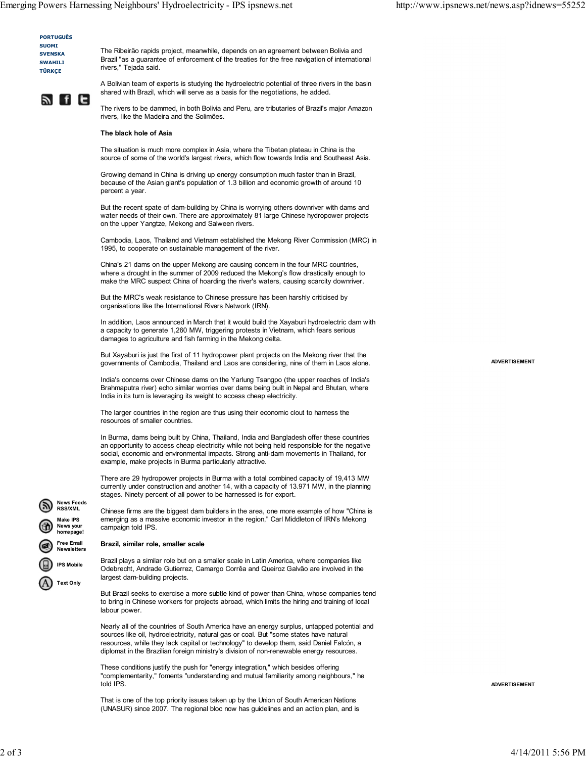The Ribeirão rapids project, meanwhile, depends on an agreement between Bolivia and Brazil "as a guarantee of enforcement of the treaties for the free navigation of international rivers," Tejada said.

A Bolivian team of experts is studying the hydroelectric potential of three rivers in the basin shared with Brazil, which will serve as a basis for the negotiations, he added.

The rivers to be dammed, in both Bolivia and Peru, are tributaries of Brazil's major Amazon rivers, like the Madeira and the Solimões.

**The black hole of Asia**

The situation is much more complex in Asia, where the Tibetan plateau in China is the source of some of the world's largest rivers, which flow towards India and Southeast Asia.

Growing demand in China is driving up energy consumption much faster than in Brazil, because of the Asian giant's population of 1.3 billion and economic growth of around 10 percent a year.

But the recent spate of dam-building by China is worrying others downriver with dams and water needs of their own. There are approximately 81 large Chinese hydropower projects on the upper Yangtze, Mekong and Salween rivers.

Cambodia, Laos, Thailand and Vietnam established the Mekong River Commission (MRC) in 1995, to cooperate on sustainable management of the river.

China's 21 dams on the upper Mekong are causing concern in the four MRC countries, where a drought in the summer of 2009 reduced the Mekong's flow drastically enough to make the MRC suspect China of hoarding the river's waters, causing scarcity downriver.

But the MRC's weak resistance to Chinese pressure has been harshly criticised by organisations like the International Rivers Network (IRN).

In addition, Laos announced in March that it would build the Xayaburi hydroelectric dam with a capacity to generate 1,260 MW, triggering protests in Vietnam, which fears serious damages to agriculture and fish farming in the Mekong delta.

But Xayaburi is just the first of 11 hydropower plant projects on the Mekong river that the governments of Cambodia, Thailand and Laos are considering, nine of them in Laos alone.

India's concerns over Chinese dams on the Yarlung Tsangpo (the upper reaches of India's Brahmaputra river) echo similar worries over dams being built in Nepal and Bhutan, where India in its turn is leveraging its weight to access cheap electricity.

The larger countries in the region are thus using their economic clout to harness the resources of smaller countries.

In Burma, dams being built by China, Thailand, India and Bangladesh offer these countries an opportunity to access cheap electricity while not being held responsible for the negative social, economic and environmental impacts. Strong anti-dam movements in Thailand, for example, make projects in Burma particularly attractive.

There are 29 hydropower projects in Burma with a total combined capacity of 19,413 MW currently under construction and another 14, with a capacity of 13.971 MW, in the planning stages. Ninety percent of all power to be harnessed is for export.

Chinese firms are the biggest dam builders in the area, one more example of how "China is emerging as a massive economic investor in the region," Carl Middleton of IRN's Mekong campaign told IPS.

**Brazil, similar role, smaller scale**

Brazil plays a similar role but on a smaller scale in Latin America, where companies like Odebrecht, Andrade Gutierrez, Camargo Corrêa and Queiroz Galvão are involved in the largest dam-building projects.

But Brazil seeks to exercise a more subtle kind of power than China, whose companies tend to bring in Chinese workers for projects abroad, which limits the hiring and training of local labour power.

Nearly all of the countries of South America have an energy surplus, untapped potential and sources like oil, hydroelectricity, natural gas or coal. But "some states have natural resources, while they lack capital or technology" to develop them, said Daniel Falcón, a diplomat in the Brazilian foreign ministry's division of non-renewable energy resources.

These conditions justify the push for "energy integration," which besides offering "complementarity," foments "understanding and mutual familiarity among neighbours," he told IPS.

That is one of the top priority issues taken up by the Union of South American Nations (UNASUR) since 2007. The regional bloc now has guidelines and an action plan, and is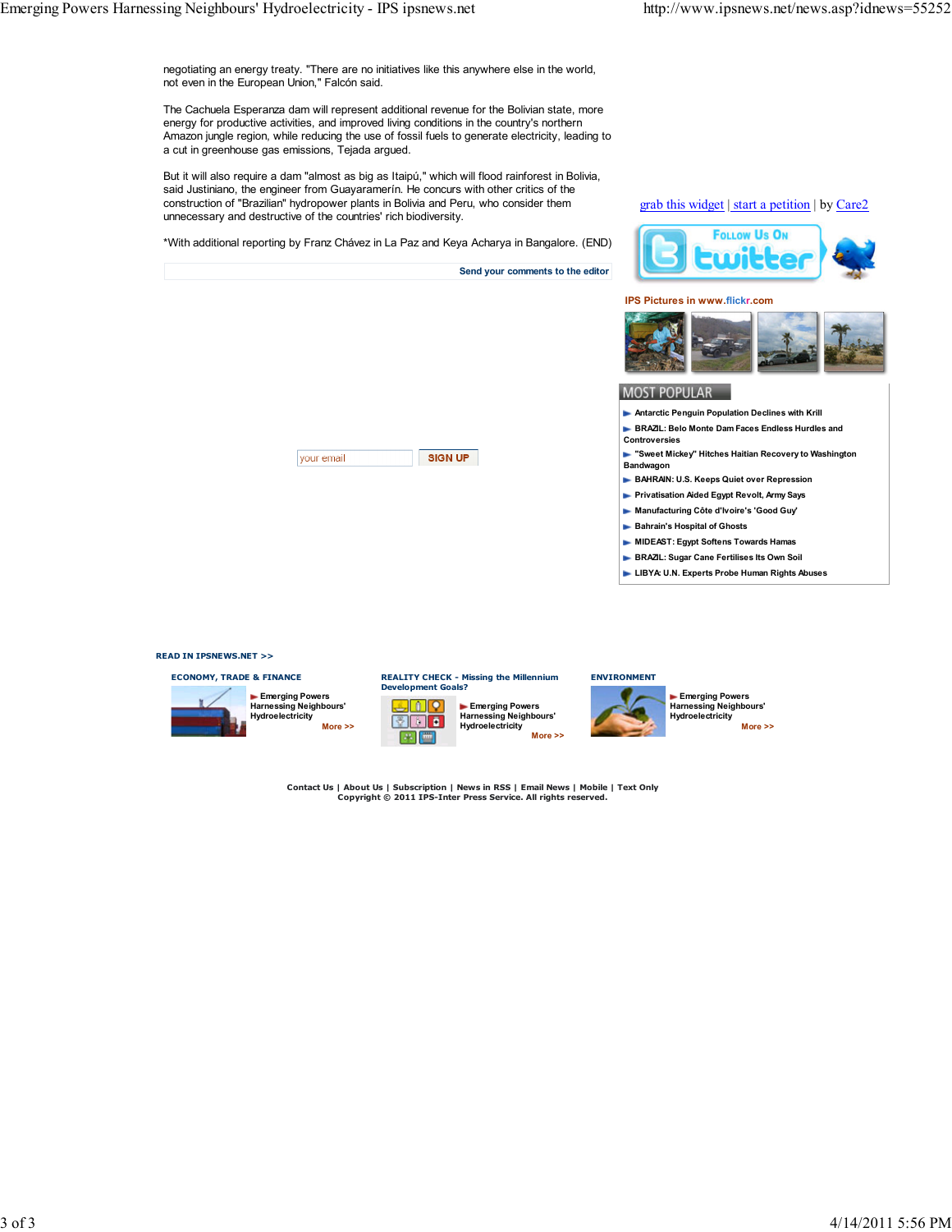negotiating an energy treaty. "There are no initiatives like this anywhere else in the world, not even in the European Union," Falcón said.

The Cachuela Esperanza dam will represent additional revenue for the Bolivian state, more energy for productive activities, and improved living conditions in the country's northern Amazon jungle region, while reducing the use of fossil fuels to generate electricity, leading to a cut in greenhouse gas emissions, Tejada argued.

But it will also require a dam "almost as big as Itaipú," which will flood rainforest in Bolivia, said Justiniano, the engineer from Guayaramerín. He concurs with other critics of the construction of "Brazilian" hydropower plants in Bolivia and Peru, who consider them unnecessary and destructive of the countries' rich biodiversity.

*With additional reporting by Franz Chávez in La Paz and Keya Acharya in Bangalore. (END)

Send your comments to the editor

your email SIGN UP

grab this widget | start a petition | by Care2

IPS Pictures in www.flickr.com

## MOST POPULAR

- Antarctic Penguin Population Declines with Krill
- BRAZIL: Belo Monte Dam Faces Endless Hurdles and Controversies
- "Sweet Mickey" Hitches Haitian Recovery to Washington Bandwagon
- BAHRAIN: U.S. Keeps Quiet over Repression
- Privatisation Aided Egypt Revolt, Army Says
- Manufacturing Côte d'Ivoire's 'Good Guy'
- Bahrain's Hospital of Ghosts
- MIDEAST: Egypt Softens Towards Hamas
- BRAZIL: Sugar Cane Fertilises Its Own Soil
- LIBYA: U.N. Experts Probe Human Rights Abuses

**READ IN IPSNEWS.NET >>**

**ECONOMY, TRADE & FINANCE**

Emerging Powers Harnessing Neighbours' Hydroelectricity
More >>

**REALITY CHECK - Missing the Millennium Development Goals?**

Emerging Powers Harnessing Neighbours' Hydroelectricity
More >>

**ENVIRONMENT**

Emerging Powers Harnessing Neighbours' Hydroelectricity
More >>

Contact Us | About Us | Subscription | News in RSS | Email News | Mobile | Text Only
Copyright © 2011 IPS-Inter Press Service. All rights reserved.